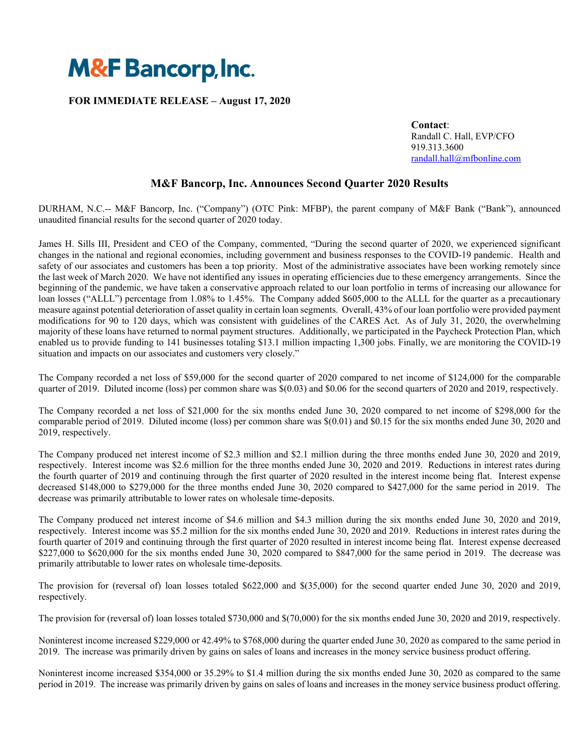# M&F Bancorp, Inc.

**FOR IMMEDIATE RELEASE – August 17, 2020**

**Contact**:
Randall C. Hall, EVP/CFO
919.313.3600
randall.hall@mfbonline.com

## M&F Bancorp, Inc. Announces Second Quarter 2020 Results

DURHAM, N.C.-- M&F Bancorp, Inc. ("Company") (OTC Pink: MFBP), the parent company of M&F Bank ("Bank"), announced unaudited financial results for the second quarter of 2020 today.

James H. Sills III, President and CEO of the Company, commented, "During the second quarter of 2020, we experienced significant changes in the national and regional economies, including government and business responses to the COVID-19 pandemic. Health and safety of our associates and customers has been a top priority. Most of the administrative associates have been working remotely since the last week of March 2020. We have not identified any issues in operating efficiencies due to these emergency arrangements. Since the beginning of the pandemic, we have taken a conservative approach related to our loan portfolio in terms of increasing our allowance for loan losses ("ALLL") percentage from 1.08% to 1.45%. The Company added $605,000 to the ALLL for the quarter as a precautionary measure against potential deterioration of asset quality in certain loan segments. Overall, 43% of our loan portfolio were provided payment modifications for 90 to 120 days, which was consistent with guidelines of the CARES Act. As of July 31, 2020, the overwhelming majority of these loans have returned to normal payment structures. Additionally, we participated in the Paycheck Protection Plan, which enabled us to provide funding to 141 businesses totaling $13.1 million impacting 1,300 jobs. Finally, we are monitoring the COVID-19 situation and impacts on our associates and customers very closely."

The Company recorded a net loss of $59,000 for the second quarter of 2020 compared to net income of $124,000 for the comparable quarter of 2019. Diluted income (loss) per common share was $(0.03) and $0.06 for the second quarters of 2020 and 2019, respectively.

The Company recorded a net loss of $21,000 for the six months ended June 30, 2020 compared to net income of $298,000 for the comparable period of 2019. Diluted income (loss) per common share was $(0.01) and $0.15 for the six months ended June 30, 2020 and 2019, respectively.

The Company produced net interest income of $2.3 million and $2.1 million during the three months ended June 30, 2020 and 2019, respectively. Interest income was $2.6 million for the three months ended June 30, 2020 and 2019. Reductions in interest rates during the fourth quarter of 2019 and continuing through the first quarter of 2020 resulted in the interest income being flat. Interest expense decreased $148,000 to $279,000 for the three months ended June 30, 2020 compared to $427,000 for the same period in 2019. The decrease was primarily attributable to lower rates on wholesale time-deposits.

The Company produced net interest income of $4.6 million and $4.3 million during the six months ended June 30, 2020 and 2019, respectively. Interest income was $5.2 million for the six months ended June 30, 2020 and 2019. Reductions in interest rates during the fourth quarter of 2019 and continuing through the first quarter of 2020 resulted in interest income being flat. Interest expense decreased $227,000 to $620,000 for the six months ended June 30, 2020 compared to $847,000 for the same period in 2019. The decrease was primarily attributable to lower rates on wholesale time-deposits.

The provision for (reversal of) loan losses totaled $622,000 and $(35,000) for the second quarter ended June 30, 2020 and 2019, respectively.

The provision for (reversal of) loan losses totaled $730,000 and $(70,000) for the six months ended June 30, 2020 and 2019, respectively.

Noninterest income increased $229,000 or 42.49% to $768,000 during the quarter ended June 30, 2020 as compared to the same period in 2019. The increase was primarily driven by gains on sales of loans and increases in the money service business product offering.

Noninterest income increased $354,000 or 35.29% to $1.4 million during the six months ended June 30, 2020 as compared to the same period in 2019. The increase was primarily driven by gains on sales of loans and increases in the money service business product offering.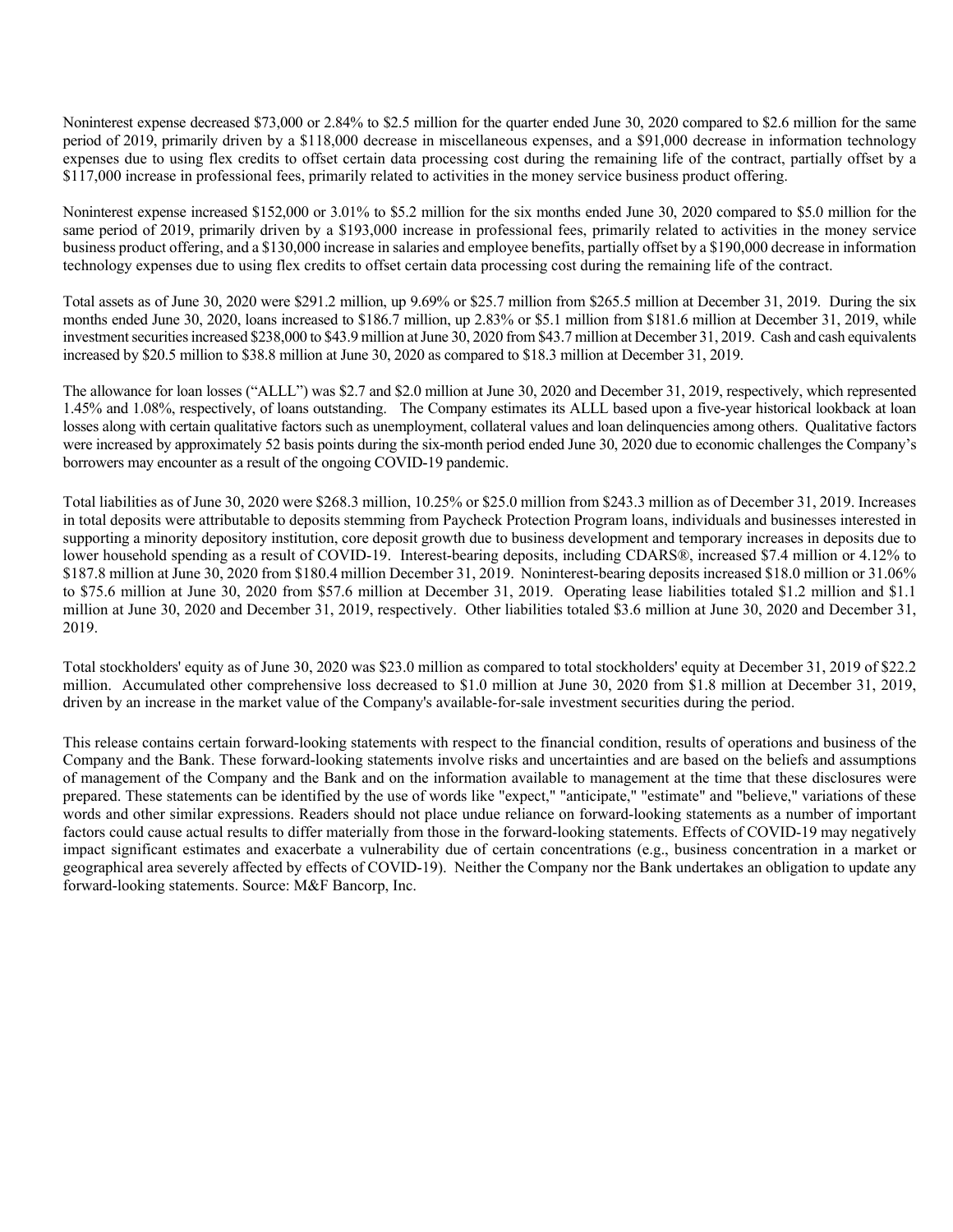Noninterest expense decreased $73,000 or 2.84% to $2.5 million for the quarter ended June 30, 2020 compared to $2.6 million for the same period of 2019, primarily driven by a $118,000 decrease in miscellaneous expenses, and a $91,000 decrease in information technology expenses due to using flex credits to offset certain data processing cost during the remaining life of the contract, partially offset by a $117,000 increase in professional fees, primarily related to activities in the money service business product offering.

Noninterest expense increased $152,000 or 3.01% to $5.2 million for the six months ended June 30, 2020 compared to $5.0 million for the same period of 2019, primarily driven by a $193,000 increase in professional fees, primarily related to activities in the money service business product offering, and a $130,000 increase in salaries and employee benefits, partially offset by a $190,000 decrease in information technology expenses due to using flex credits to offset certain data processing cost during the remaining life of the contract.

Total assets as of June 30, 2020 were $291.2 million, up 9.69% or $25.7 million from $265.5 million at December 31, 2019. During the six months ended June 30, 2020, loans increased to $186.7 million, up 2.83% or $5.1 million from $181.6 million at December 31, 2019, while investment securities increased $238,000 to $43.9 million at June 30, 2020 from $43.7 million at December 31, 2019. Cash and cash equivalents increased by $20.5 million to $38.8 million at June 30, 2020 as compared to $18.3 million at December 31, 2019.

The allowance for loan losses ("ALLL") was $2.7 and $2.0 million at June 30, 2020 and December 31, 2019, respectively, which represented 1.45% and 1.08%, respectively, of loans outstanding. The Company estimates its ALLL based upon a five-year historical lookback at loan losses along with certain qualitative factors such as unemployment, collateral values and loan delinquencies among others. Qualitative factors were increased by approximately 52 basis points during the six-month period ended June 30, 2020 due to economic challenges the Company's borrowers may encounter as a result of the ongoing COVID-19 pandemic.

Total liabilities as of June 30, 2020 were $268.3 million, 10.25% or $25.0 million from $243.3 million as of December 31, 2019. Increases in total deposits were attributable to deposits stemming from Paycheck Protection Program loans, individuals and businesses interested in supporting a minority depository institution, core deposit growth due to business development and temporary increases in deposits due to lower household spending as a result of COVID-19. Interest-bearing deposits, including CDARS®, increased $7.4 million or 4.12% to $187.8 million at June 30, 2020 from $180.4 million December 31, 2019. Noninterest-bearing deposits increased $18.0 million or 31.06% to $75.6 million at June 30, 2020 from $57.6 million at December 31, 2019. Operating lease liabilities totaled $1.2 million and $1.1 million at June 30, 2020 and December 31, 2019, respectively. Other liabilities totaled $3.6 million at June 30, 2020 and December 31, 2019.

Total stockholders' equity as of June 30, 2020 was $23.0 million as compared to total stockholders' equity at December 31, 2019 of $22.2 million. Accumulated other comprehensive loss decreased to $1.0 million at June 30, 2020 from $1.8 million at December 31, 2019, driven by an increase in the market value of the Company's available-for-sale investment securities during the period.

This release contains certain forward-looking statements with respect to the financial condition, results of operations and business of the Company and the Bank. These forward-looking statements involve risks and uncertainties and are based on the beliefs and assumptions of management of the Company and the Bank and on the information available to management at the time that these disclosures were prepared. These statements can be identified by the use of words like "expect," "anticipate," "estimate" and "believe," variations of these words and other similar expressions. Readers should not place undue reliance on forward-looking statements as a number of important factors could cause actual results to differ materially from those in the forward-looking statements. Effects of COVID-19 may negatively impact significant estimates and exacerbate a vulnerability due of certain concentrations (e.g., business concentration in a market or geographical area severely affected by effects of COVID-19). Neither the Company nor the Bank undertakes an obligation to update any forward-looking statements. Source: M&F Bancorp, Inc.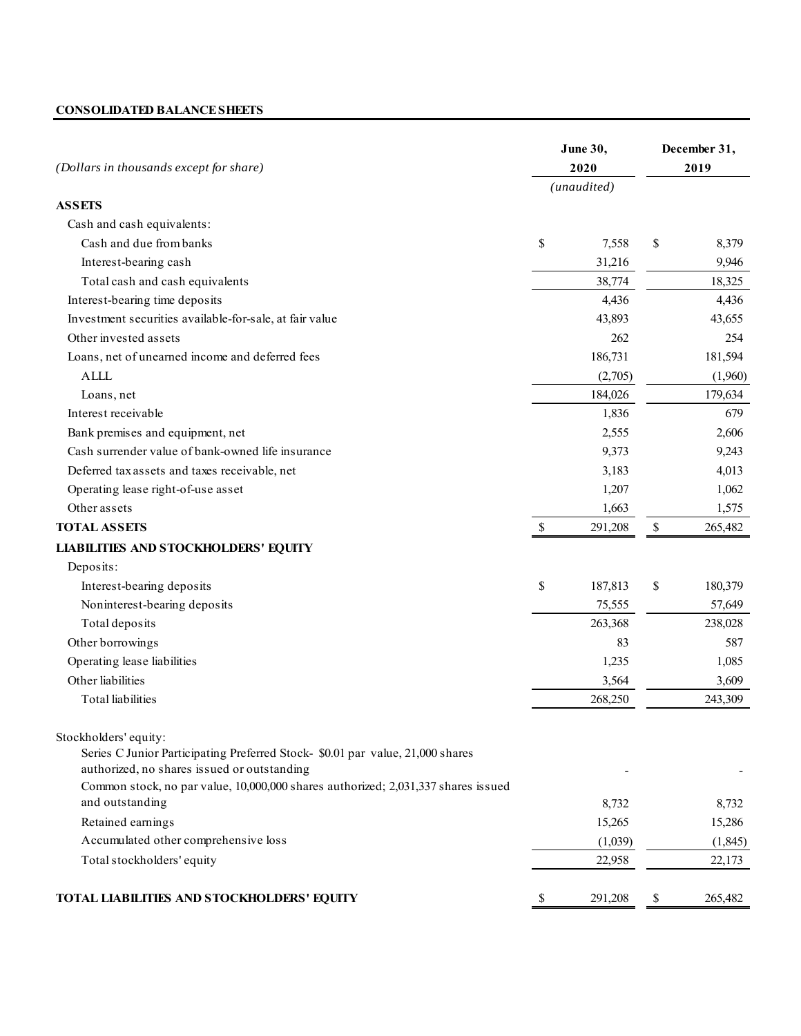**CONSOLIDATED BALANCE SHEETS**

| *(Dollars in thousands except for share)* | June 30, 2020 *(unaudited)* | December 31, 2019 |
|---|---|---|
| **ASSETS** | | |
| Cash and cash equivalents: | | |
| Cash and due from banks | $ 7,558 | $ 8,379 |
| Interest-bearing cash | 31,216 | 9,946 |
| Total cash and cash equivalents | 38,774 | 18,325 |
| Interest-bearing time deposits | 4,436 | 4,436 |
| Investment securities available-for-sale, at fair value | 43,893 | 43,655 |
| Other invested assets | 262 | 254 |
| Loans, net of unearned income and deferred fees | 186,731 | 181,594 |
| ALLL | (2,705) | (1,960) |
| Loans, net | 184,026 | 179,634 |
| Interest receivable | 1,836 | 679 |
| Bank premises and equipment, net | 2,555 | 2,606 |
| Cash surrender value of bank-owned life insurance | 9,373 | 9,243 |
| Deferred tax assets and taxes receivable, net | 3,183 | 4,013 |
| Operating lease right-of-use asset | 1,207 | 1,062 |
| Other assets | 1,663 | 1,575 |
| **TOTAL ASSETS** | $ 291,208 | $ 265,482 |
| **LIABILITIES AND STOCKHOLDERS' EQUITY** | | |
| Deposits: | | |
| Interest-bearing deposits | $ 187,813 | $ 180,379 |
| Noninterest-bearing deposits | 75,555 | 57,649 |
| Total deposits | 263,368 | 238,028 |
| Other borrowings | 83 | 587 |
| Operating lease liabilities | 1,235 | 1,085 |
| Other liabilities | 3,564 | 3,609 |
| Total liabilities | 268,250 | 243,309 |
| Stockholders' equity: | | |
| Series C Junior Participating Preferred Stock- $0.01 par value, 21,000 shares authorized, no shares issued or outstanding | - | - |
| Common stock, no par value, 10,000,000 shares authorized; 2,031,337 shares issued and outstanding | 8,732 | 8,732 |
| Retained earnings | 15,265 | 15,286 |
| Accumulated other comprehensive loss | (1,039) | (1,845) |
| Total stockholders' equity | 22,958 | 22,173 |
| **TOTAL LIABILITIES AND STOCKHOLDERS' EQUITY** | $ 291,208 | $ 265,482 |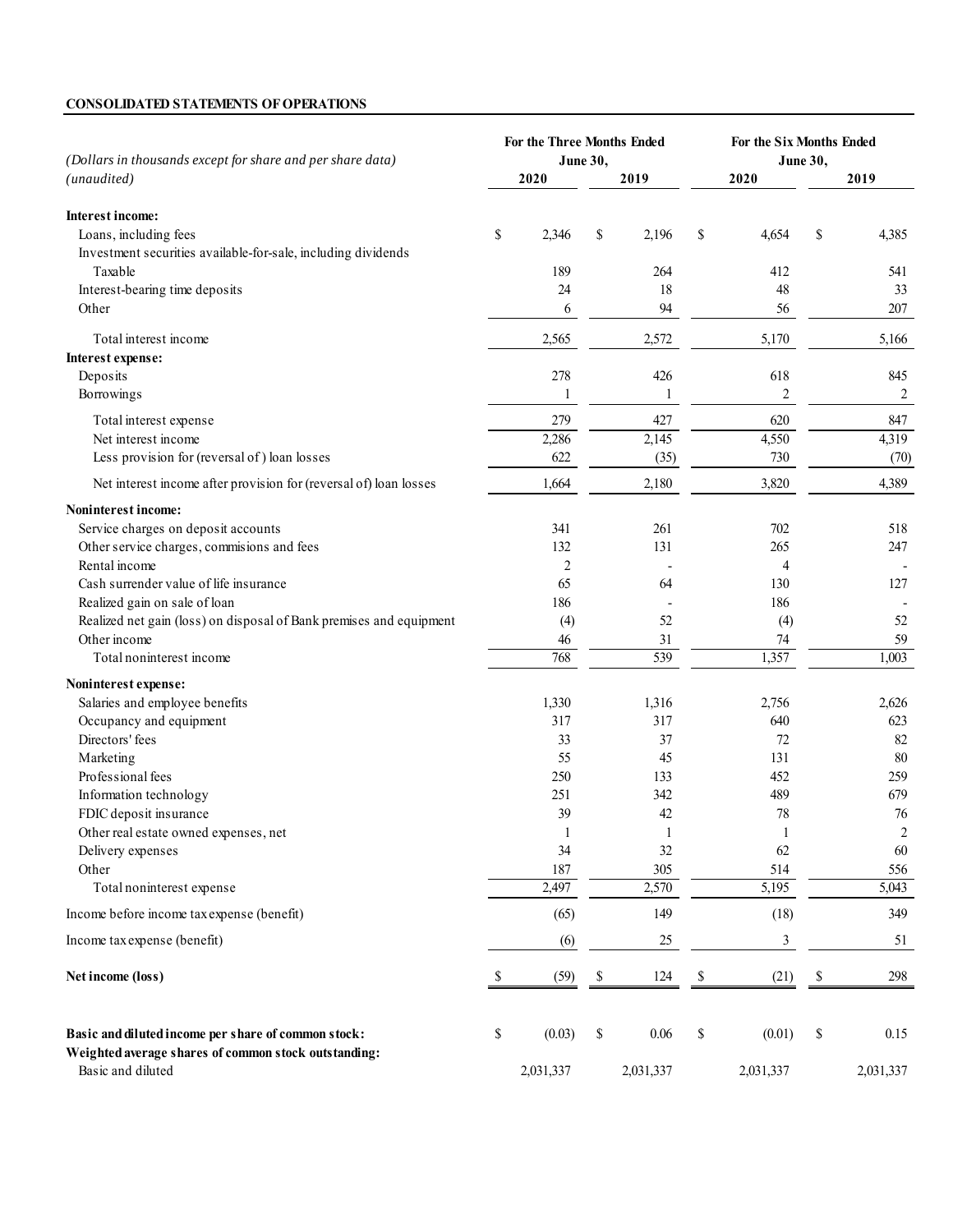**CONSOLIDATED STATEMENTS OF OPERATIONS**

| *(Dollars in thousands except for share and per share data)* *(unaudited)* | For the Three Months Ended June 30, 2020 | For the Three Months Ended June 30, 2019 | For the Six Months Ended June 30, 2020 | For the Six Months Ended June 30, 2019 |
|---|---|---|---|---|
| **Interest income:** | | | | |
| Loans, including fees | $ 2,346 | $ 2,196 | $ 4,654 | $ 4,385 |
| Investment securities available-for-sale, including dividends | | | | |
| Taxable | 189 | 264 | 412 | 541 |
| Interest-bearing time deposits | 24 | 18 | 48 | 33 |
| Other | 6 | 94 | 56 | 207 |
| Total interest income | 2,565 | 2,572 | 5,170 | 5,166 |
| **Interest expense:** | | | | |
| Deposits | 278 | 426 | 618 | 845 |
| Borrowings | 1 | 1 | 2 | 2 |
| Total interest expense | 279 | 427 | 620 | 847 |
| Net interest income | 2,286 | 2,145 | 4,550 | 4,319 |
| Less provision for (reversal of ) loan losses | 622 | (35) | 730 | (70) |
| Net interest income after provision for (reversal of) loan losses | 1,664 | 2,180 | 3,820 | 4,389 |
| **Noninterest income:** | | | | |
| Service charges on deposit accounts | 341 | 261 | 702 | 518 |
| Other service charges, commisions and fees | 132 | 131 | 265 | 247 |
| Rental income | 2 | - | 4 | - |
| Cash surrender value of life insurance | 65 | 64 | 130 | 127 |
| Realized gain on sale of loan | 186 | - | 186 | - |
| Realized net gain (loss) on disposal of Bank premises and equipment | (4) | 52 | (4) | 52 |
| Other income | 46 | 31 | 74 | 59 |
| Total noninterest income | 768 | 539 | 1,357 | 1,003 |
| **Noninterest expense:** | | | | |
| Salaries and employee benefits | 1,330 | 1,316 | 2,756 | 2,626 |
| Occupancy and equipment | 317 | 317 | 640 | 623 |
| Directors' fees | 33 | 37 | 72 | 82 |
| Marketing | 55 | 45 | 131 | 80 |
| Professional fees | 250 | 133 | 452 | 259 |
| Information technology | 251 | 342 | 489 | 679 |
| FDIC deposit insurance | 39 | 42 | 78 | 76 |
| Other real estate owned expenses, net | 1 | 1 | 1 | 2 |
| Delivery expenses | 34 | 32 | 62 | 60 |
| Other | 187 | 305 | 514 | 556 |
| Total noninterest expense | 2,497 | 2,570 | 5,195 | 5,043 |
| Income before income tax expense (benefit) | (65) | 149 | (18) | 349 |
| Income tax expense (benefit) | (6) | 25 | 3 | 51 |
| **Net income (loss)** | $ (59) | $ 124 | $ (21) | $ 298 |
| **Basic and diluted income per share of common stock:** | $ (0.03) | $ 0.06 | $ (0.01) | $ 0.15 |
| **Weighted average shares of common stock outstanding:** | | | | |
| Basic and diluted | 2,031,337 | 2,031,337 | 2,031,337 | 2,031,337 |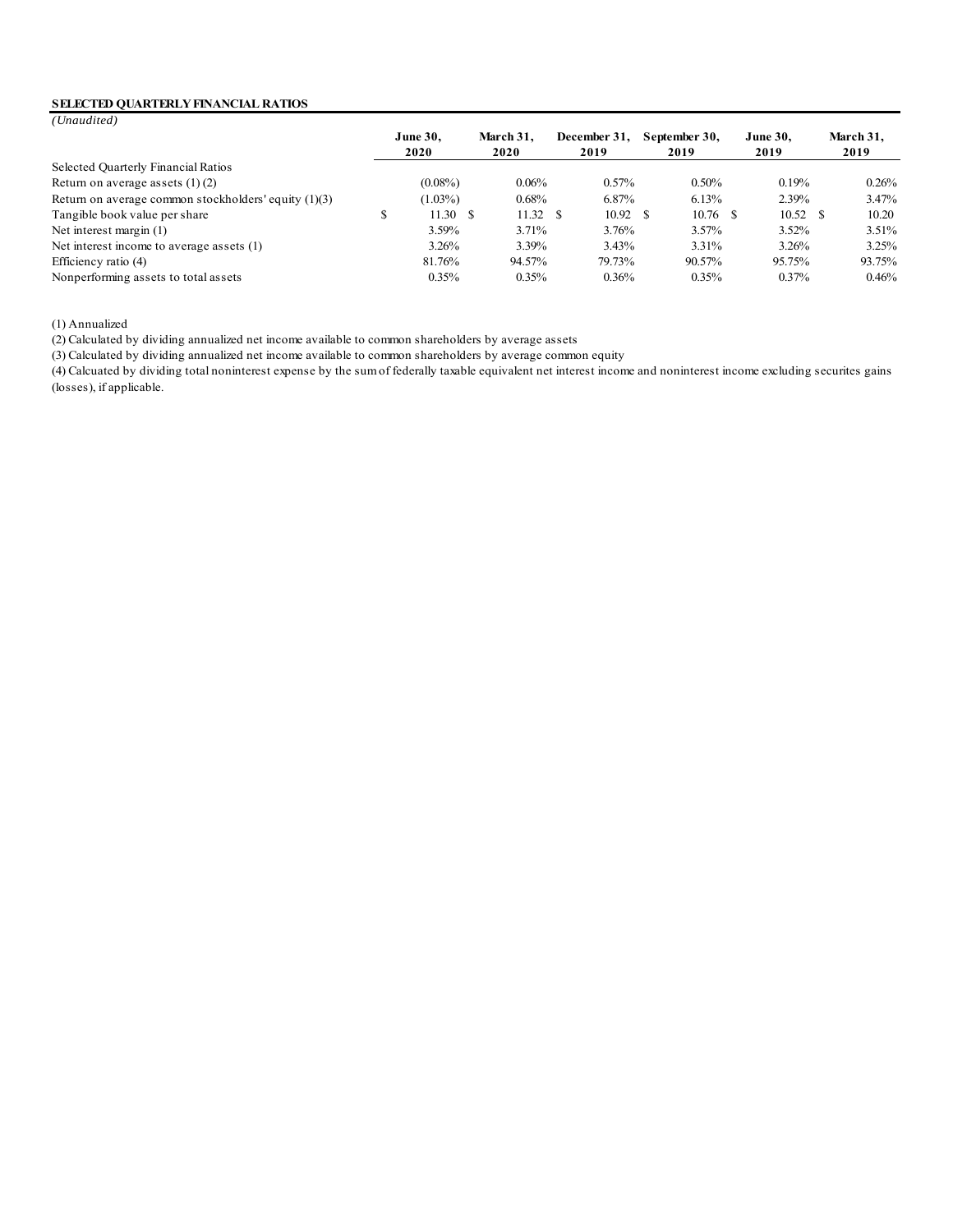**SELECTED QUARTERLY FINANCIAL RATIOS**

*(Unaudited)*

| | June 30, 2020 | March 31, 2020 | December 31, 2019 | September 30, 2019 | June 30, 2019 | March 31, 2019 |
|---|---|---|---|---|---|---|
| Selected Quarterly Financial Ratios | | | | | | |
| Return on average assets (1) (2) | (0.08%) | 0.06% | 0.57% | 0.50% | 0.19% | 0.26% |
| Return on average common stockholders' equity (1)(3) | (1.03%) | 0.68% | 6.87% | 6.13% | 2.39% | 3.47% |
| Tangible book value per share | $ 11.30 | $ 11.32 | $ 10.92 | $ 10.76 | $ 10.52 | $ 10.20 |
| Net interest margin (1) | 3.59% | 3.71% | 3.76% | 3.57% | 3.52% | 3.51% |
| Net interest income to average assets (1) | 3.26% | 3.39% | 3.43% | 3.31% | 3.26% | 3.25% |
| Efficiency ratio (4) | 81.76% | 94.57% | 79.73% | 90.57% | 95.75% | 93.75% |
| Nonperforming assets to total assets | 0.35% | 0.35% | 0.36% | 0.35% | 0.37% | 0.46% |

(1) Annualized

(2) Calculated by dividing annualized net income available to common shareholders by average assets

(3) Calculated by dividing annualized net income available to common shareholders by average common equity

(4) Calcuated by dividing total noninterest expense by the sum of federally taxable equivalent net interest income and noninterest income excluding securites gains (losses), if applicable.